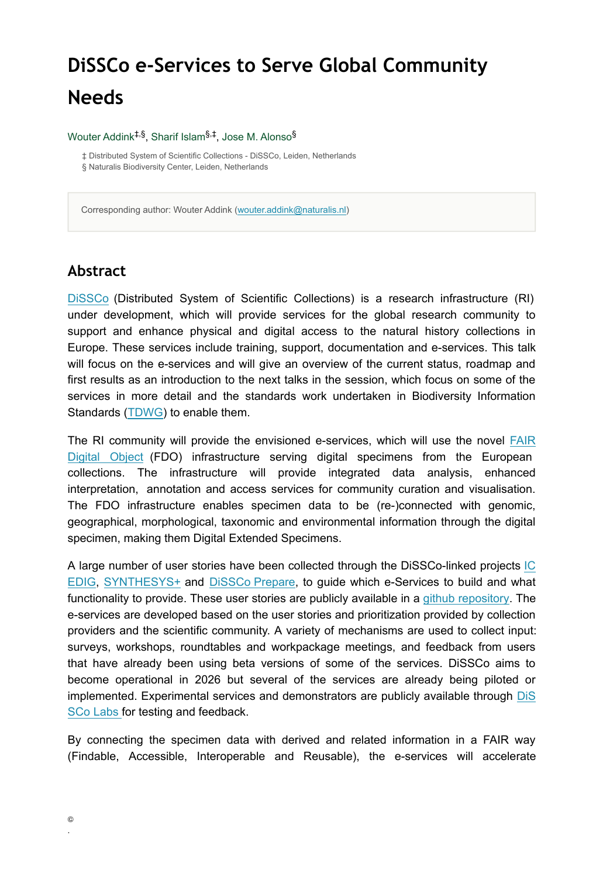# DiSSCo e-Services to Serve Global Community Needs

Wouter Addink[‡,§], Sharif Islam[§,‡], Jose M. Alonso[§]

‡ Distributed System of Scientific Collections - DiSSCo, Leiden, Netherlands
§ Naturalis Biodiversity Center, Leiden, Netherlands

Corresponding author: Wouter Addink (wouter.addink@naturalis.nl)

## Abstract

DiSSCo (Distributed System of Scientific Collections) is a research infrastructure (RI) under development, which will provide services for the global research community to support and enhance physical and digital access to the natural history collections in Europe. These services include training, support, documentation and e-services. This talk will focus on the e-services and will give an overview of the current status, roadmap and first results as an introduction to the next talks in the session, which focus on some of the services in more detail and the standards work undertaken in Biodiversity Information Standards (TDWG) to enable them.

The RI community will provide the envisioned e-services, which will use the novel FAIR Digital Object (FDO) infrastructure serving digital specimens from the European collections. The infrastructure will provide integrated data analysis, enhanced interpretation, annotation and access services for community curation and visualisation. The FDO infrastructure enables specimen data to be (re-)connected with genomic, geographical, morphological, taxonomic and environmental information through the digital specimen, making them Digital Extended Specimens.

A large number of user stories have been collected through the DiSSCo-linked projects ICEDIG, SYNTHESYS+ and DiSSCo Prepare, to guide which e-Services to build and what functionality to provide. These user stories are publicly available in a github repository. The e-services are developed based on the user stories and prioritization provided by collection providers and the scientific community. A variety of mechanisms are used to collect input: surveys, workshops, roundtables and workpackage meetings, and feedback from users that have already been using beta versions of some of the services. DiSSCo aims to become operational in 2026 but several of the services are already being piloted or implemented. Experimental services and demonstrators are publicly available through DiSSCo Labs for testing and feedback.

By connecting the specimen data with derived and related information in a FAIR way (Findable, Accessible, Interoperable and Reusable), the e-services will accelerate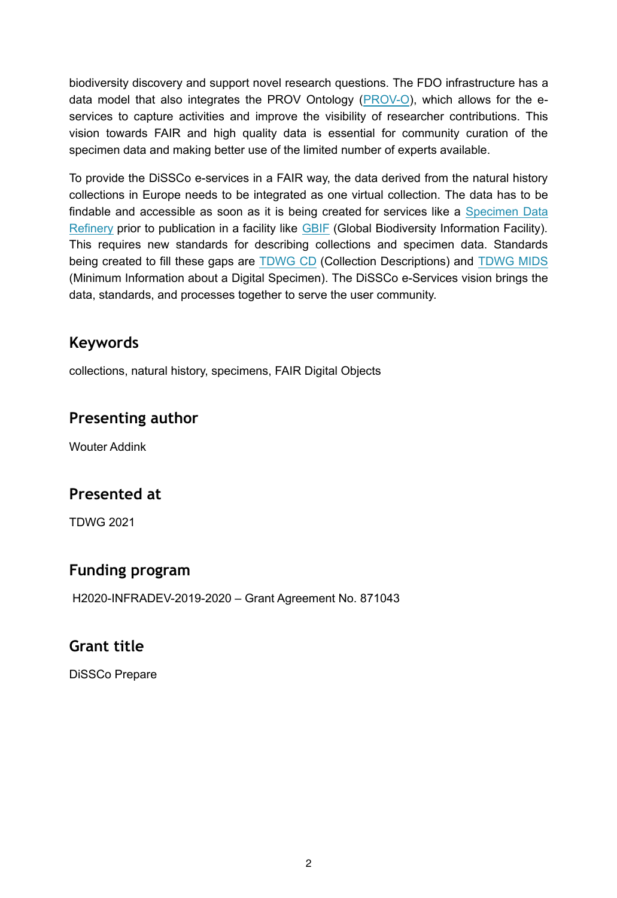biodiversity discovery and support novel research questions. The FDO infrastructure has a data model that also integrates the PROV Ontology (PROV-O), which allows for the e-services to capture activities and improve the visibility of researcher contributions. This vision towards FAIR and high quality data is essential for community curation of the specimen data and making better use of the limited number of experts available.

To provide the DiSSCo e-services in a FAIR way, the data derived from the natural history collections in Europe needs to be integrated as one virtual collection. The data has to be findable and accessible as soon as it is being created for services like a Specimen Data Refinery prior to publication in a facility like GBIF (Global Biodiversity Information Facility). This requires new standards for describing collections and specimen data. Standards being created to fill these gaps are TDWG CD (Collection Descriptions) and TDWG MIDS (Minimum Information about a Digital Specimen). The DiSSCo e-Services vision brings the data, standards, and processes together to serve the user community.

## Keywords

collections, natural history, specimens, FAIR Digital Objects

## Presenting author

Wouter Addink

## Presented at

TDWG 2021

## Funding program

H2020-INFRADEV-2019-2020 – Grant Agreement No. 871043

## Grant title

DiSSCo Prepare